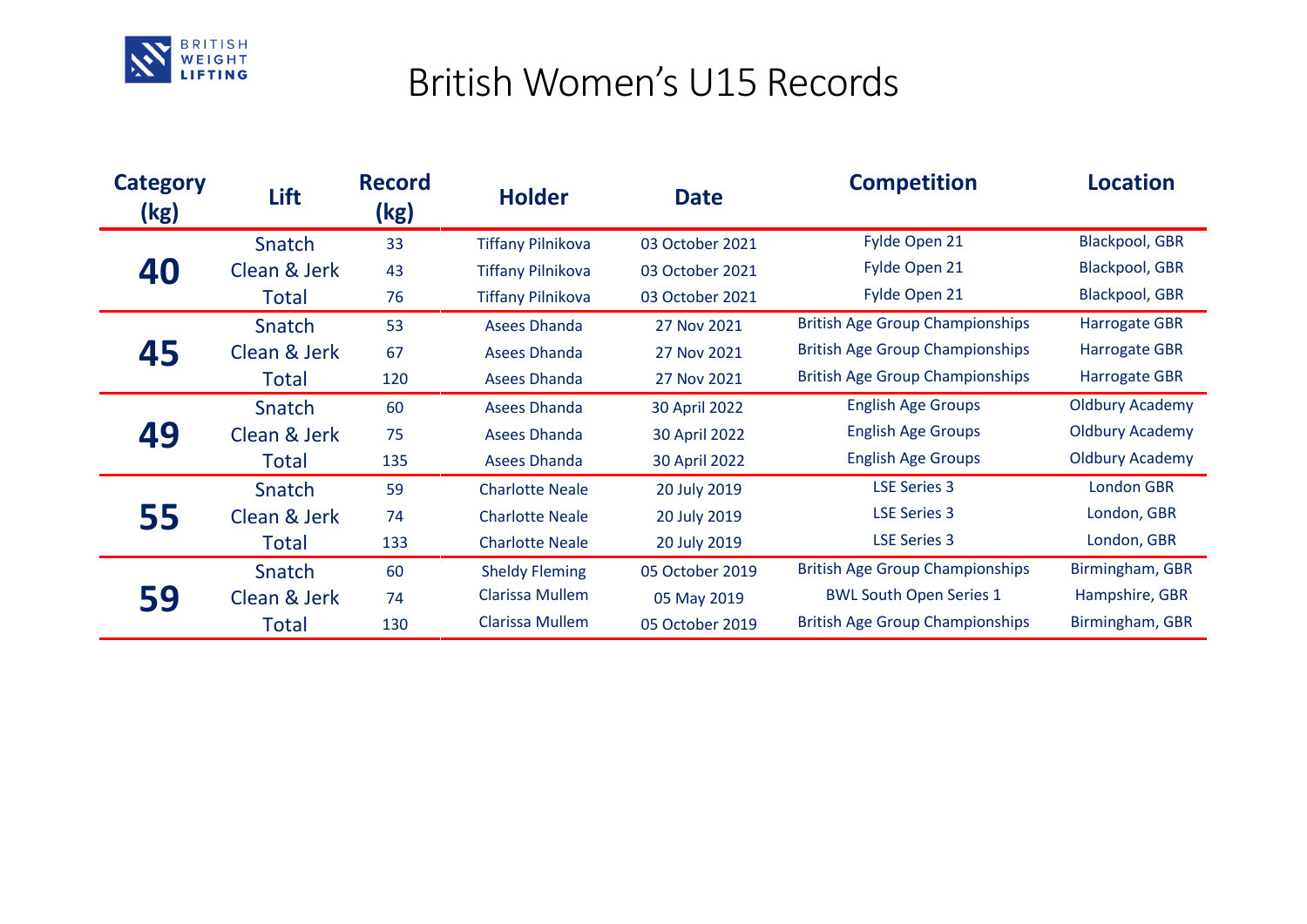# British Women's U15 Records

| Category (kg) | Lift | Record (kg) | Holder | Date | Competition | Location |
|---|---|---|---|---|---|---|
| **40** | Snatch | 33 | Tiffany Pilnikova | 03 October 2021 | Fylde Open 21 | Blackpool, GBR |
| | Clean & Jerk | 43 | Tiffany Pilnikova | 03 October 2021 | Fylde Open 21 | Blackpool, GBR |
| | Total | 76 | Tiffany Pilnikova | 03 October 2021 | Fylde Open 21 | Blackpool, GBR |
| **45** | Snatch | 53 | Asees Dhanda | 27 Nov 2021 | British Age Group Championships | Harrogate GBR |
| | Clean & Jerk | 67 | Asees Dhanda | 27 Nov 2021 | British Age Group Championships | Harrogate GBR |
| | Total | 120 | Asees Dhanda | 27 Nov 2021 | British Age Group Championships | Harrogate GBR |
| **49** | Snatch | 60 | Asees Dhanda | 30 April 2022 | English Age Groups | Oldbury Academy |
| | Clean & Jerk | 75 | Asees Dhanda | 30 April 2022 | English Age Groups | Oldbury Academy |
| | Total | 135 | Asees Dhanda | 30 April 2022 | English Age Groups | Oldbury Academy |
| **55** | Snatch | 59 | Charlotte Neale | 20 July 2019 | LSE Series 3 | London GBR |
| | Clean & Jerk | 74 | Charlotte Neale | 20 July 2019 | LSE Series 3 | London, GBR |
| | Total | 133 | Charlotte Neale | 20 July 2019 | LSE Series 3 | London, GBR |
| **59** | Snatch | 60 | Sheldy Fleming | 05 October 2019 | British Age Group Championships | Birmingham, GBR |
| | Clean & Jerk | 74 | Clarissa Mullem | 05 May 2019 | BWL South Open Series 1 | Hampshire, GBR |
| | Total | 130 | Clarissa Mullem | 05 October 2019 | British Age Group Championships | Birmingham, GBR |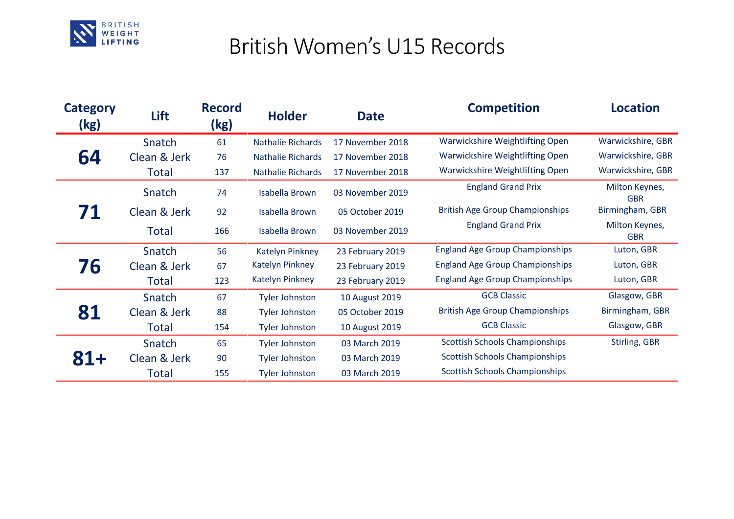# British Women's U15 Records

| Category (kg) | Lift | Record (kg) | Holder | Date | Competition | Location |
|---|---|---|---|---|---|---|
| **64** | Snatch | 61 | Nathalie Richards | 17 November 2018 | Warwickshire Weightlifting Open | Warwickshire, GBR |
| | Clean & Jerk | 76 | Nathalie Richards | 17 November 2018 | Warwickshire Weightlifting Open | Warwickshire, GBR |
| | Total | 137 | Nathalie Richards | 17 November 2018 | Warwickshire Weightlifting Open | Warwickshire, GBR |
| **71** | Snatch | 74 | Isabella Brown | 03 November 2019 | England Grand Prix | Milton Keynes, GBR |
| | Clean & Jerk | 92 | Isabella Brown | 05 October 2019 | British Age Group Championships | Birmingham, GBR |
| | Total | 166 | Isabella Brown | 03 November 2019 | England Grand Prix | Milton Keynes, GBR |
| **76** | Snatch | 56 | Katelyn Pinkney | 23 February 2019 | England Age Group Championships | Luton, GBR |
| | Clean & Jerk | 67 | Katelyn Pinkney | 23 February 2019 | England Age Group Championships | Luton, GBR |
| | Total | 123 | Katelyn Pinkney | 23 February 2019 | England Age Group Championships | Luton, GBR |
| **81** | Snatch | 67 | Tyler Johnston | 10 August 2019 | GCB Classic | Glasgow, GBR |
| | Clean & Jerk | 88 | Tyler Johnston | 05 October 2019 | British Age Group Championships | Birmingham, GBR |
| | Total | 154 | Tyler Johnston | 10 August 2019 | GCB Classic | Glasgow, GBR |
| **81+** | Snatch | 65 | Tyler Johnston | 03 March 2019 | Scottish Schools Championships | Stirling, GBR |
| | Clean & Jerk | 90 | Tyler Johnston | 03 March 2019 | Scottish Schools Championships | |
| | Total | 155 | Tyler Johnston | 03 March 2019 | Scottish Schools Championships | |